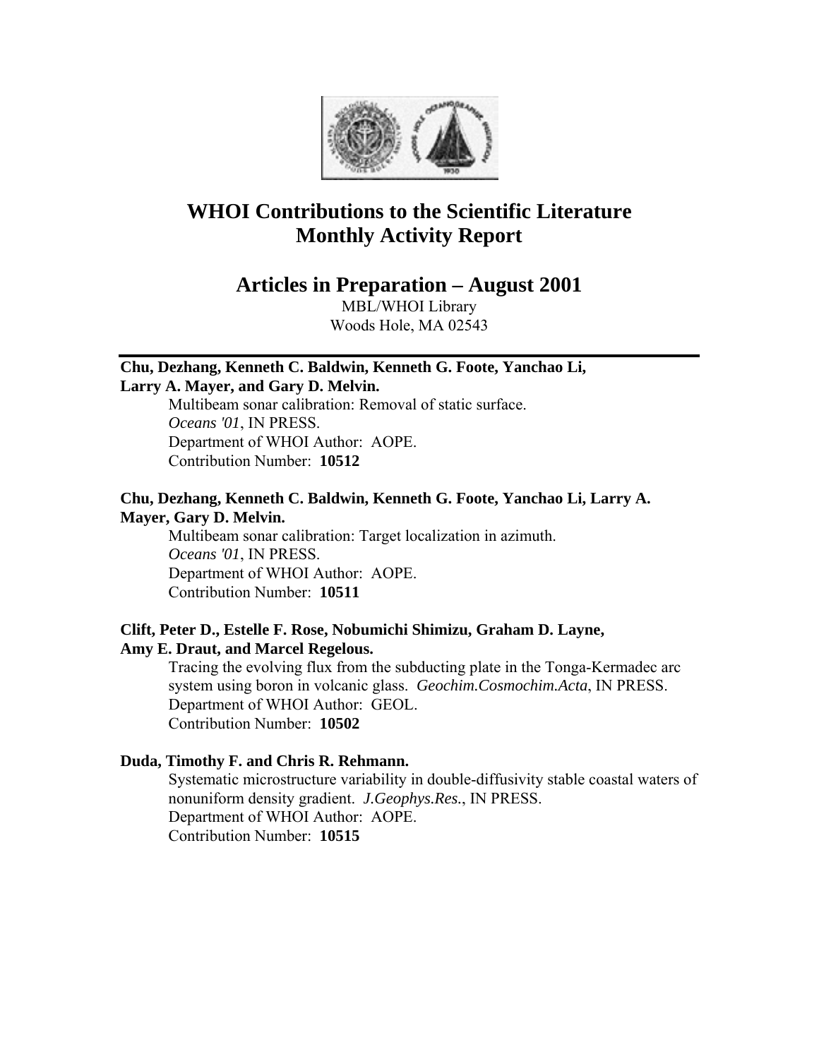# WHOI Contributions to the Scientific Literature
# Monthly Activity Report

## Articles in Preparation – August 2001

MBL/WHOI Library
Woods Hole, MA 02543

---

**Chu, Dezhang, Kenneth C. Baldwin, Kenneth G. Foote, Yanchao Li, Larry A. Mayer, and Gary D. Melvin.**

Multibeam sonar calibration: Removal of static surface.
*Oceans '01*, IN PRESS.
Department of WHOI Author: AOPE.
Contribution Number: **10512**

**Chu, Dezhang, Kenneth C. Baldwin, Kenneth G. Foote, Yanchao Li, Larry A. Mayer, Gary D. Melvin.**

Multibeam sonar calibration: Target localization in azimuth.
*Oceans '01*, IN PRESS.
Department of WHOI Author: AOPE.
Contribution Number: **10511**

**Clift, Peter D., Estelle F. Rose, Nobumichi Shimizu, Graham D. Layne, Amy E. Draut, and Marcel Regelous.**

Tracing the evolving flux from the subducting plate in the Tonga-Kermadec arc system using boron in volcanic glass. *Geochim.Cosmochim.Acta*, IN PRESS.
Department of WHOI Author: GEOL.
Contribution Number: **10502**

**Duda, Timothy F. and Chris R. Rehmann.**

Systematic microstructure variability in double-diffusivity stable coastal waters of nonuniform density gradient. *J.Geophys.Res.*, IN PRESS.
Department of WHOI Author: AOPE.
Contribution Number: **10515**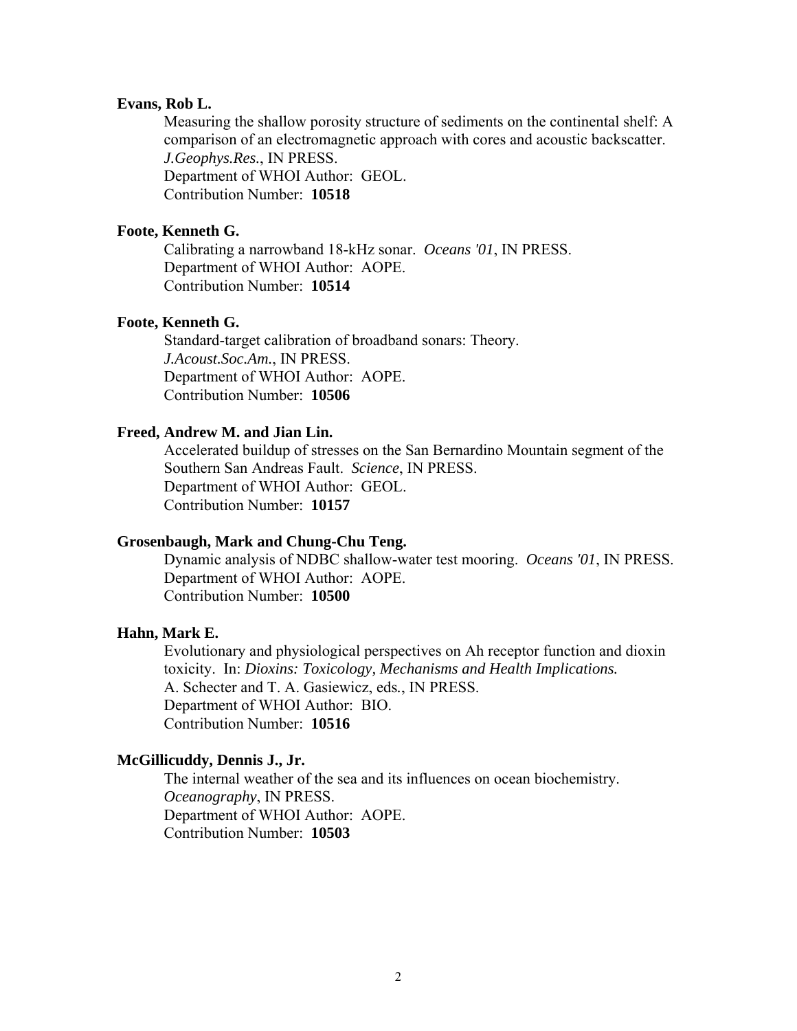**Evans, Rob L.**

Measuring the shallow porosity structure of sediments on the continental shelf: A comparison of an electromagnetic approach with cores and acoustic backscatter. *J.Geophys.Res.*, IN PRESS.
Department of WHOI Author: GEOL.
Contribution Number: **10518**

**Foote, Kenneth G.**

Calibrating a narrowband 18-kHz sonar. *Oceans '01*, IN PRESS.
Department of WHOI Author: AOPE.
Contribution Number: **10514**

**Foote, Kenneth G.**

Standard-target calibration of broadband sonars: Theory. *J.Acoust.Soc.Am.*, IN PRESS.
Department of WHOI Author: AOPE.
Contribution Number: **10506**

**Freed, Andrew M. and Jian Lin.**

Accelerated buildup of stresses on the San Bernardino Mountain segment of the Southern San Andreas Fault. *Science*, IN PRESS.
Department of WHOI Author: GEOL.
Contribution Number: **10157**

**Grosenbaugh, Mark and Chung-Chu Teng.**

Dynamic analysis of NDBC shallow-water test mooring. *Oceans '01*, IN PRESS.
Department of WHOI Author: AOPE.
Contribution Number: **10500**

**Hahn, Mark E.**

Evolutionary and physiological perspectives on Ah receptor function and dioxin toxicity. In: *Dioxins: Toxicology, Mechanisms and Health Implications.* A. Schecter and T. A. Gasiewicz, eds., IN PRESS.
Department of WHOI Author: BIO.
Contribution Number: **10516**

**McGillicuddy, Dennis J., Jr.**

The internal weather of the sea and its influences on ocean biochemistry. *Oceanography*, IN PRESS.
Department of WHOI Author: AOPE.
Contribution Number: **10503**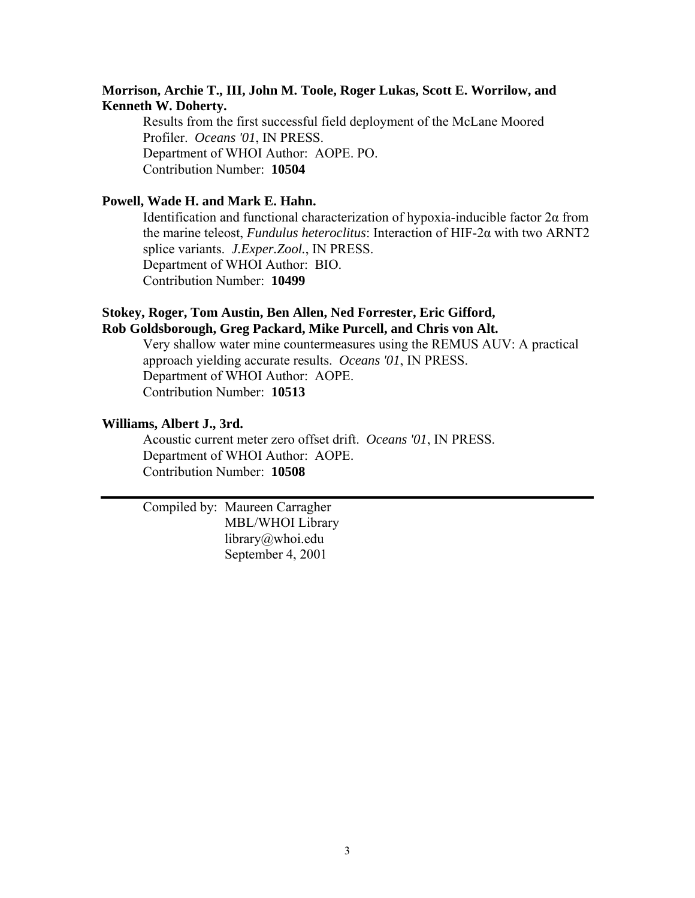**Morrison, Archie T., III, John M. Toole, Roger Lukas, Scott E. Worrilow, and Kenneth W. Doherty.**

Results from the first successful field deployment of the McLane Moored Profiler. *Oceans '01*, IN PRESS.
Department of WHOI Author: AOPE. PO.
Contribution Number: **10504**

**Powell, Wade H. and Mark E. Hahn.**

Identification and functional characterization of hypoxia-inducible factor 2α from the marine teleost, *Fundulus heteroclitus*: Interaction of HIF-2α with two ARNT2 splice variants. *J.Exper.Zool.*, IN PRESS.
Department of WHOI Author: BIO.
Contribution Number: **10499**

**Stokey, Roger, Tom Austin, Ben Allen, Ned Forrester, Eric Gifford, Rob Goldsborough, Greg Packard, Mike Purcell, and Chris von Alt.**

Very shallow water mine countermeasures using the REMUS AUV: A practical approach yielding accurate results. *Oceans '01*, IN PRESS.
Department of WHOI Author: AOPE.
Contribution Number: **10513**

**Williams, Albert J., 3rd.**

Acoustic current meter zero offset drift. *Oceans '01*, IN PRESS.
Department of WHOI Author: AOPE.
Contribution Number: **10508**

---

Compiled by: Maureen Carragher
MBL/WHOI Library
library@whoi.edu
September 4, 2001